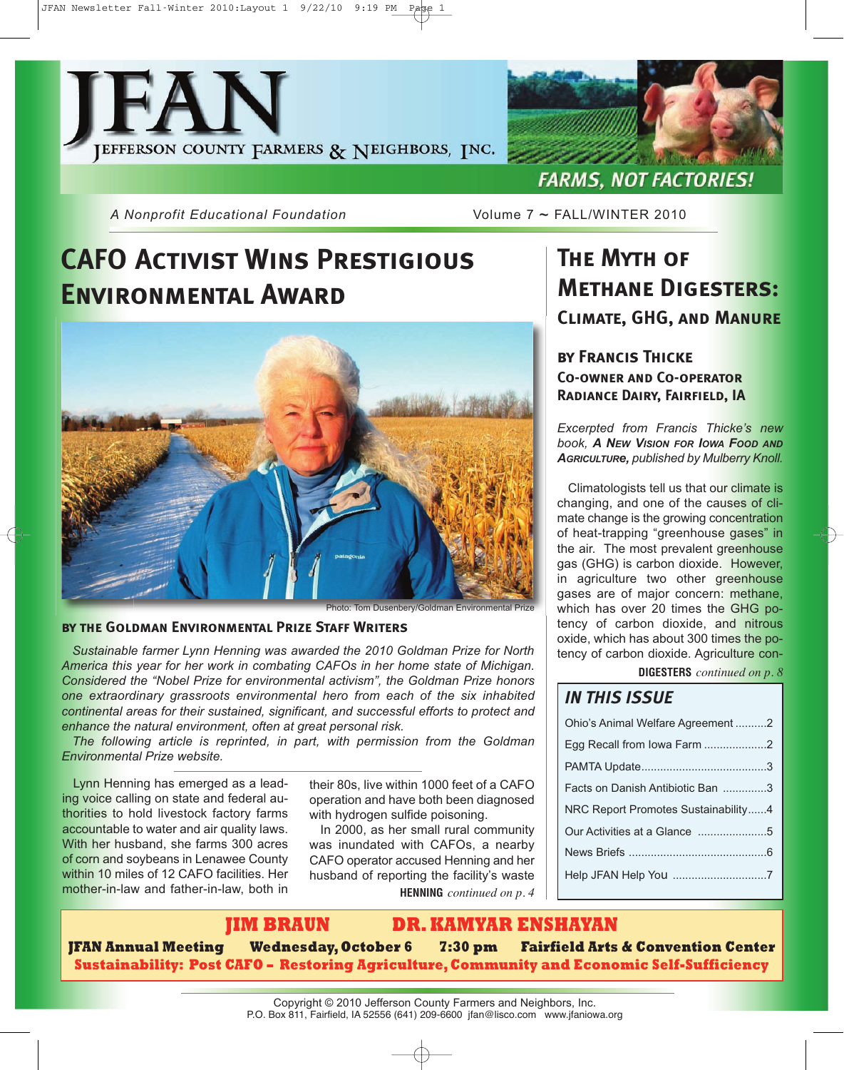# JFAN

JEFFERSON COUNTY FARMERS & NEIGHBORS, INC.

FARMS, NOT FACTORIES!

*A Nonprofit Educational Foundation*

Volume 7 ~ FALL/WINTER 2010

## CAFO Activist Wins Prestigious Environmental Award

Photo: Tom Dusenbery/Goldman Environmental Prize

**BY THE GOLDMAN ENVIRONMENTAL PRIZE STAFF WRITERS**

*Sustainable farmer Lynn Henning was awarded the 2010 Goldman Prize for North America this year for her work in combating CAFOs in her home state of Michigan. Considered the "Nobel Prize for environmental activism", the Goldman Prize honors one extraordinary grassroots environmental hero from each of the six inhabited continental areas for their sustained, significant, and successful efforts to protect and enhance the natural environment, often at great personal risk.*

*The following article is reprinted, in part, with permission from the Goldman Environmental Prize website.*

Lynn Henning has emerged as a leading voice calling on state and federal authorities to hold livestock factory farms accountable to water and air quality laws. With her husband, she farms 300 acres of corn and soybeans in Lenawee County within 10 miles of 12 CAFO facilities. Her mother-in-law and father-in-law, both in their 80s, live within 1000 feet of a CAFO operation and have both been diagnosed with hydrogen sulfide poisoning.

In 2000, as her small rural community was inundated with CAFOs, a nearby CAFO operator accused Henning and her husband of reporting the facility's waste

**HENNING** *continued on p. 4*

## The Myth of Methane Digesters: Climate, GHG, and Manure

**BY FRANCIS THICKE**
**CO-OWNER AND CO-OPERATOR**
**RADIANCE DAIRY, FAIRFIELD, IA**

*Excerpted from Francis Thicke's new book,* ***A New Vision for Iowa Food and Agriculture****, published by Mulberry Knoll.*

Climatologists tell us that our climate is changing, and one of the causes of climate change is the growing concentration of heat-trapping "greenhouse gases" in the air. The most prevalent greenhouse gas (GHG) is carbon dioxide. However, in agriculture two other greenhouse gases are of major concern: methane, which has over 20 times the GHG potency of carbon dioxide, and nitrous oxide, which has about 300 times the potency of carbon dioxide. Agriculture con-

**DIGESTERS** *continued on p. 8*

### IN THIS ISSUE

- Ohio's Animal Welfare Agreement ..........2
- Egg Recall from Iowa Farm ....................2
- PAMTA Update........................................3
- Facts on Danish Antibiotic Ban ..............3
- NRC Report Promotes Sustainability......4
- Our Activities at a Glance ......................5
- News Briefs ............................................6
- Help JFAN Help You ..............................7

**JIM BRAUN** **DR. KAMYAR ENSHAYAN**

**JFAN Annual Meeting** **Wednesday, October 6** **7:30 pm** **Fairfield Arts & Convention Center**

**Sustainability: Post CAFO – Restoring Agriculture, Community and Economic Self-Sufficiency**

Copyright © 2010 Jefferson County Farmers and Neighbors, Inc.
P.O. Box 811, Fairfield, IA 52556 (641) 209-6600 jfan@lisco.com www.jfaniowa.org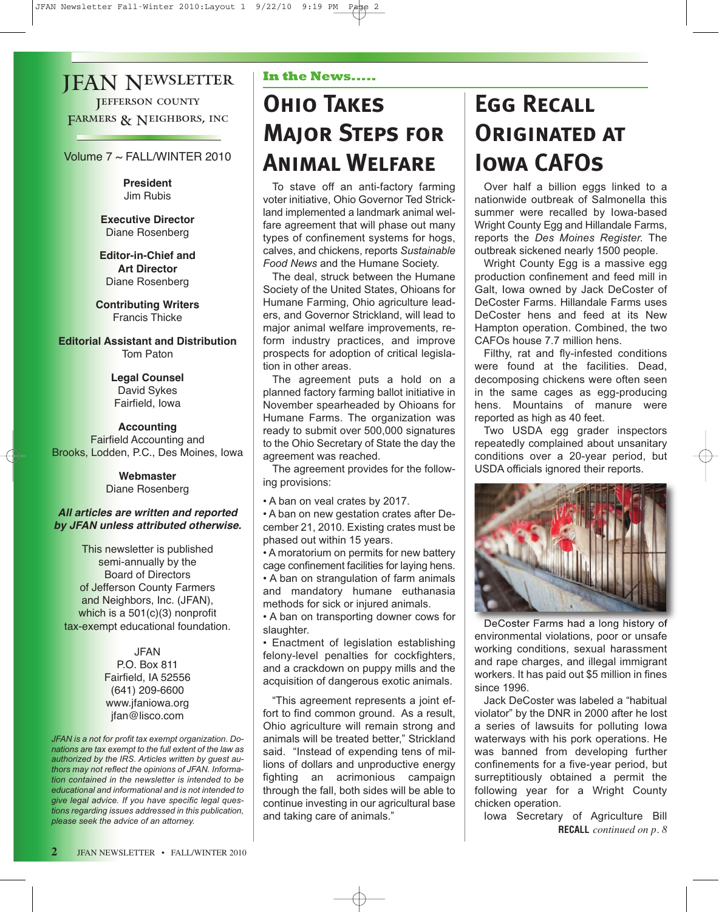# JFAN Newsletter

JEFFERSON COUNTY FARMERS & NEIGHBORS, INC

Volume 7 ~ FALL/WINTER 2010

**President**
Jim Rubis

**Executive Director**
Diane Rosenberg

**Editor-in-Chief and Art Director**
Diane Rosenberg

**Contributing Writers**
Francis Thicke

**Editorial Assistant and Distribution**
Tom Paton

**Legal Counsel**
David Sykes
Fairfield, Iowa

**Accounting**
Fairfield Accounting and
Brooks, Lodden, P.C., Des Moines, Iowa

**Webmaster**
Diane Rosenberg

***All articles are written and reported by JFAN unless attributed otherwise.***

This newsletter is published semi-annually by the Board of Directors of Jefferson County Farmers and Neighbors, Inc. (JFAN), which is a 501(c)(3) nonprofit tax-exempt educational foundation.

JFAN
P.O. Box 811
Fairfield, IA 52556
(641) 209-6600
www.jfaniowa.org
jfan@lisco.com

*JFAN is a not for profit tax exempt organization. Donations are tax exempt to the full extent of the law as authorized by the IRS. Articles written by guest authors may not reflect the opinions of JFAN. Information contained in the newsletter is intended to be educational and informational and is not intended to give legal advice. If you have specific legal questions regarding issues addressed in this publication, please seek the advice of an attorney.*

**In the News.....**

## Ohio Takes Major Steps for Animal Welfare

To stave off an anti-factory farming voter initiative, Ohio Governor Ted Strickland implemented a landmark animal welfare agreement that will phase out many types of confinement systems for hogs, calves, and chickens, reports *Sustainable Food News* and the Humane Society.

The deal, struck between the Humane Society of the United States, Ohioans for Humane Farming, Ohio agriculture leaders, and Governor Strickland, will lead to major animal welfare improvements, reform industry practices, and improve prospects for adoption of critical legislation in other areas.

The agreement puts a hold on a planned factory farming ballot initiative in November spearheaded by Ohioans for Humane Farms. The organization was ready to submit over 500,000 signatures to the Ohio Secretary of State the day the agreement was reached.

The agreement provides for the following provisions:

- A ban on veal crates by 2017.
- A ban on new gestation crates after December 21, 2010. Existing crates must be phased out within 15 years.
- A moratorium on permits for new battery cage confinement facilities for laying hens.
- A ban on strangulation of farm animals and mandatory humane euthanasia methods for sick or injured animals.
- A ban on transporting downer cows for slaughter.
- Enactment of legislation establishing felony-level penalties for cockfighters, and a crackdown on puppy mills and the acquisition of dangerous exotic animals.

"This agreement represents a joint effort to find common ground. As a result, Ohio agriculture will remain strong and animals will be treated better," Strickland said. "Instead of expending tens of millions of dollars and unproductive energy fighting an acrimonious campaign through the fall, both sides will be able to continue investing in our agricultural base and taking care of animals."

## Egg Recall Originated at Iowa CAFOs

Over half a billion eggs linked to a nationwide outbreak of Salmonella this summer were recalled by Iowa-based Wright County Egg and Hillandale Farms, reports the *Des Moines Register.* The outbreak sickened nearly 1500 people.

Wright County Egg is a massive egg production confinement and feed mill in Galt, Iowa owned by Jack DeCoster of DeCoster Farms. Hillandale Farms uses DeCoster hens and feed at its New Hampton operation. Combined, the two CAFOs house 7.7 million hens.

Filthy, rat and fly-infested conditions were found at the facilities. Dead, decomposing chickens were often seen in the same cages as egg-producing hens. Mountains of manure were reported as high as 40 feet.

Two USDA egg grader inspectors repeatedly complained about unsanitary conditions over a 20-year period, but USDA officials ignored their reports.

DeCoster Farms had a long history of environmental violations, poor or unsafe working conditions, sexual harassment and rape charges, and illegal immigrant workers. It has paid out $5 million in fines since 1996.

Jack DeCoster was labeled a "habitual violator" by the DNR in 2000 after he lost a series of lawsuits for polluting Iowa waterways with his pork operations. He was banned from developing further confinements for a five-year period, but surreptitiously obtained a permit the following year for a Wright County chicken operation.

Iowa Secretary of Agriculture Bill

**RECALL** *continued on p. 8*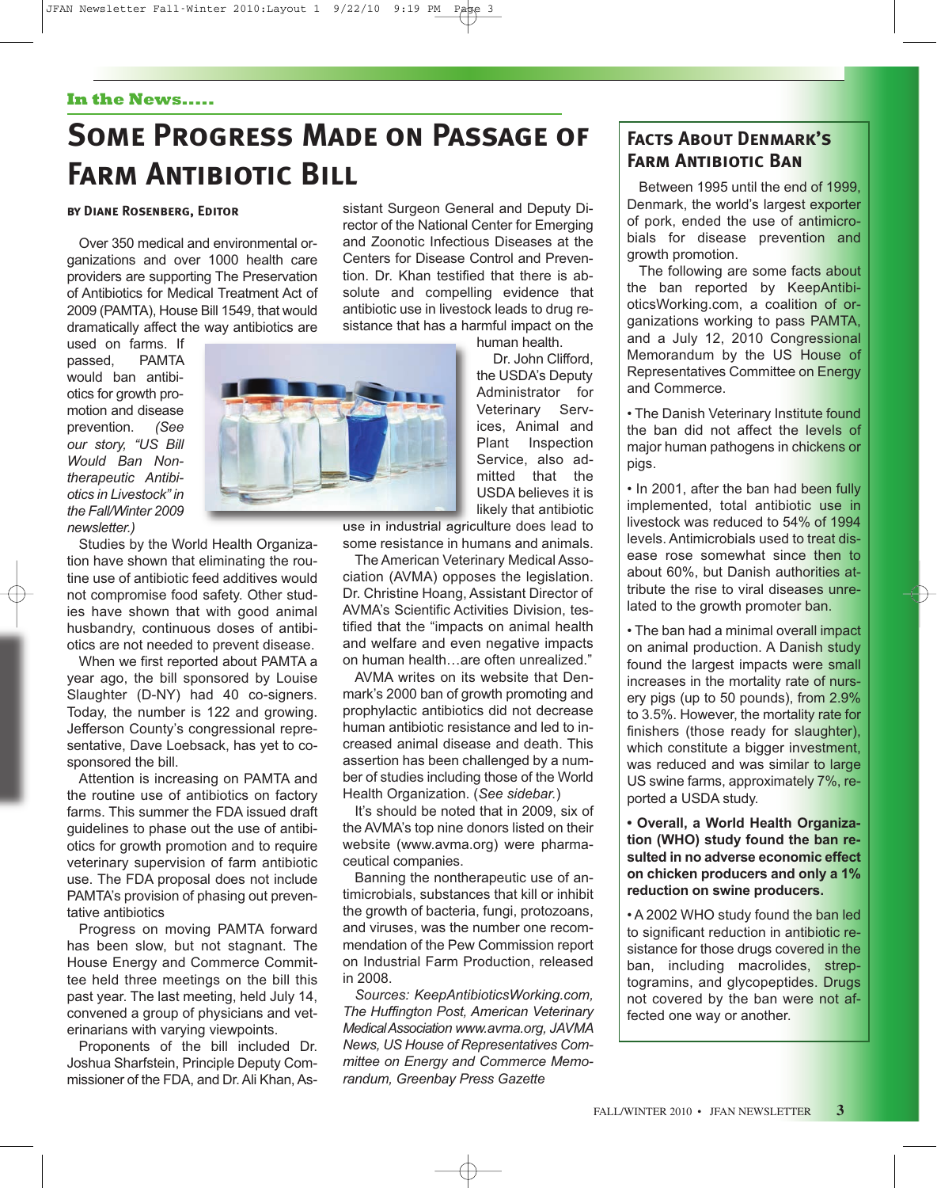In the News.....

# Some Progress Made on Passage of Farm Antibiotic Bill

**By Diane Rosenberg, Editor**

Over 350 medical and environmental organizations and over 1000 health care providers are supporting The Preservation of Antibiotics for Medical Treatment Act of 2009 (PAMTA), House Bill 1549, that would dramatically affect the way antibiotics are used on farms. If passed, PAMTA would ban antibiotics for growth promotion and disease prevention. *(See our story, "US Bill Would Ban Non-therapeutic Antibiotics in Livestock" in the Fall/Winter 2009 newsletter.)*

Studies by the World Health Organization have shown that eliminating the routine use of antibiotic feed additives would not compromise food safety. Other studies have shown that with good animal husbandry, continuous doses of antibiotics are not needed to prevent disease.

When we first reported about PAMTA a year ago, the bill sponsored by Louise Slaughter (D-NY) had 40 co-signers. Today, the number is 122 and growing. Jefferson County's congressional representative, Dave Loebsack, has yet to co-sponsored the bill.

Attention is increasing on PAMTA and the routine use of antibiotics on factory farms. This summer the FDA issued draft guidelines to phase out the use of antibiotics for growth promotion and to require veterinary supervision of farm antibiotic use. The FDA proposal does not include PAMTA's provision of phasing out preventative antibiotics

Progress on moving PAMTA forward has been slow, but not stagnant. The House Energy and Commerce Committee held three meetings on the bill this past year. The last meeting, held July 14, convened a group of physicians and veterinarians with varying viewpoints.

Proponents of the bill included Dr. Joshua Sharfstein, Principle Deputy Commissioner of the FDA, and Dr. Ali Khan, Assistant Surgeon General and Deputy Director of the National Center for Emerging and Zoonotic Infectious Diseases at the Centers for Disease Control and Prevention. Dr. Khan testified that there is absolute and compelling evidence that antibiotic use in livestock leads to drug resistance that has a harmful impact on the human health.

Dr. John Clifford, the USDA's Deputy Administrator for Veterinary Services, Animal and Plant Inspection Service, also admitted that the USDA believes it is likely that antibiotic use in industrial agriculture does lead to some resistance in humans and animals.

The American Veterinary Medical Association (AVMA) opposes the legislation. Dr. Christine Hoang, Assistant Director of AVMA's Scientific Activities Division, testified that the "impacts on animal health and welfare and even negative impacts on human health…are often unrealized."

AVMA writes on its website that Denmark's 2000 ban of growth promoting and prophylactic antibiotics did not decrease human antibiotic resistance and led to increased animal disease and death. This assertion has been challenged by a number of studies including those of the World Health Organization. (*See sidebar.*)

It's should be noted that in 2009, six of the AVMA's top nine donors listed on their website (www.avma.org) were pharmaceutical companies.

Banning the nontherapeutic use of antimicrobials, substances that kill or inhibit the growth of bacteria, fungi, protozoans, and viruses, was the number one recommendation of the Pew Commission report on Industrial Farm Production, released in 2008.

*Sources: KeepAntibioticsWorking.com, The Huffington Post, American Veterinary Medical Association www.avma.org, JAVMA News, US House of Representatives Committee on Energy and Commerce Memorandum, Greenbay Press Gazette*

## Facts About Denmark's Farm Antibiotic Ban

Between 1995 until the end of 1999, Denmark, the world's largest exporter of pork, ended the use of antimicrobials for disease prevention and growth promotion.

The following are some facts about the ban reported by KeepAntibioticsWorking.com, a coalition of organizations working to pass PAMTA, and a July 12, 2010 Congressional Memorandum by the US House of Representatives Committee on Energy and Commerce.

- The Danish Veterinary Institute found the ban did not affect the levels of major human pathogens in chickens or pigs.
- In 2001, after the ban had been fully implemented, total antibiotic use in livestock was reduced to 54% of 1994 levels. Antimicrobials used to treat disease rose somewhat since then to about 60%, but Danish authorities attribute the rise to viral diseases unrelated to the growth promoter ban.
- The ban had a minimal overall impact on animal production. A Danish study found the largest impacts were small increases in the mortality rate of nursery pigs (up to 50 pounds), from 2.9% to 3.5%. However, the mortality rate for finishers (those ready for slaughter), which constitute a bigger investment, was reduced and was similar to large US swine farms, approximately 7%, reported a USDA study.
- **Overall, a World Health Organization (WHO) study found the ban resulted in no adverse economic effect on chicken producers and only a 1% reduction on swine producers.**
- A 2002 WHO study found the ban led to significant reduction in antibiotic resistance for those drugs covered in the ban, including macrolides, streptogramins, and glycopeptides. Drugs not covered by the ban were not affected one way or another.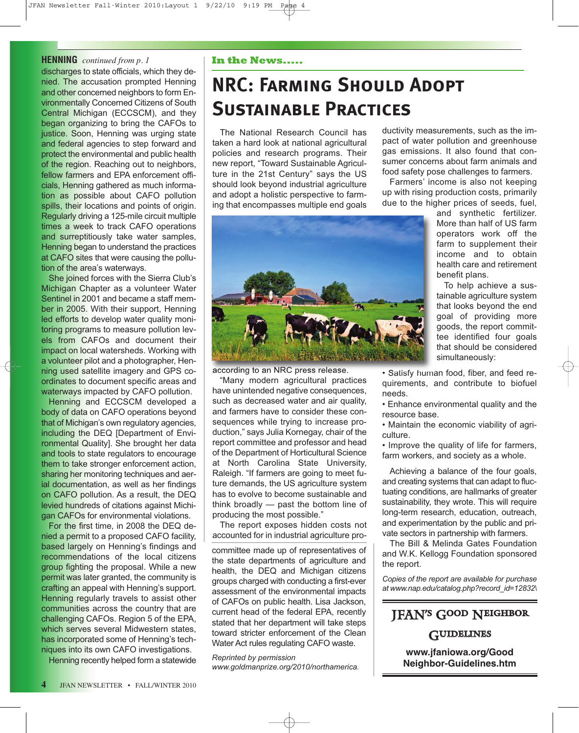**HENNING** *continued from p. 1*

discharges to state officials, which they denied. The accusation prompted Henning and other concerned neighbors to form Environmentally Concerned Citizens of South Central Michigan (ECCSCM), and they began organizing to bring the CAFOs to justice. Soon, Henning was urging state and federal agencies to step forward and protect the environmental and public health of the region. Reaching out to neighbors, fellow farmers and EPA enforcement officials, Henning gathered as much information as possible about CAFO pollution spills, their locations and points of origin. Regularly driving a 125-mile circuit multiple times a week to track CAFO operations and surreptitiously take water samples, Henning began to understand the practices at CAFO sites that were causing the pollution of the area's waterways.

She joined forces with the Sierra Club's Michigan Chapter as a volunteer Water Sentinel in 2001 and became a staff member in 2005. With their support, Henning led efforts to develop water quality monitoring programs to measure pollution levels from CAFOs and document their impact on local watersheds. Working with a volunteer pilot and a photographer, Henning used satellite imagery and GPS coordinates to document specific areas and waterways impacted by CAFO pollution.

Henning and ECCSCM developed a body of data on CAFO operations beyond that of Michigan's own regulatory agencies, including the DEQ [Department of Environmental Quality]. She brought her data and tools to state regulators to encourage them to take stronger enforcement action, sharing her monitoring techniques and aerial documentation, as well as her findings on CAFO pollution. As a result, the DEQ levied hundreds of citations against Michigan CAFOs for environmental violations.

For the first time, in 2008 the DEQ denied a permit to a proposed CAFO facility, based largely on Henning's findings and recommendations of the local citizens group fighting the proposal. While a new permit was later granted, the community is crafting an appeal with Henning's support. Henning regularly travels to assist other communities across the country that are challenging CAFOs. Region 5 of the EPA, which serves several Midwestern states, has incorporated some of Henning's techniques into its own CAFO investigations.

Henning recently helped form a statewide committee made up of representatives of the state departments of agriculture and health, the DEQ and Michigan citizens groups charged with conducting a first-ever assessment of the environmental impacts of CAFOs on public health. Lisa Jackson, current head of the federal EPA, recently stated that her department will take steps toward stricter enforcement of the Clean Water Act rules regulating CAFO waste.

*Reprinted by permission www.goldmanprize.org/2010/northamerica.*

**In the News.....**

# NRC: Farming Should Adopt Sustainable Practices

The National Research Council has taken a hard look at national agricultural policies and research programs. Their new report, "Toward Sustainable Agriculture in the 21st Century" says the US should look beyond industrial agriculture and adopt a holistic perspective to farming that encompasses multiple end goals according to an NRC press release.

"Many modern agricultural practices have unintended negative consequences, such as decreased water and air quality, and farmers have to consider these consequences while trying to increase production," says Julia Kornegay, chair of the report committee and professor and head of the Department of Horticultural Science at North Carolina State University, Raleigh. "If farmers are going to meet future demands, the US agriculture system has to evolve to become sustainable and think broadly — past the bottom line of producing the most possible."

The report exposes hidden costs not accounted for in industrial agriculture productivity measurements, such as the impact of water pollution and greenhouse gas emissions. It also found that consumer concerns about farm animals and food safety pose challenges to farmers.

Farmers' income is also not keeping up with rising production costs, primarily due to the higher prices of seeds, fuel, and synthetic fertilizer. More than half of US farm operators work off the farm to supplement their income and to obtain health care and retirement benefit plans.

To help achieve a sustainable agriculture system that looks beyond the end goal of providing more goods, the report committee identified four goals that should be considered simultaneously:

- Satisfy human food, fiber, and feed requirements, and contribute to biofuel needs.
- Enhance environmental quality and the resource base.
- Maintain the economic viability of agriculture.
- Improve the quality of life for farmers, farm workers, and society as a whole.

Achieving a balance of the four goals, and creating systems that can adapt to fluctuating conditions, are hallmarks of greater sustainability, they wrote. This will require long-term research, education, outreach, and experimentation by the public and private sectors in partnership with farmers.

The Bill & Melinda Gates Foundation and W.K. Kellogg Foundation sponsored the report.

*Copies of the report are available for purchase at www.nap.edu/catalog.php?record_id=12832\*

## JFAN's Good Neighbor Guidelines

**www.jfaniowa.org/Good Neighbor-Guidelines.htm**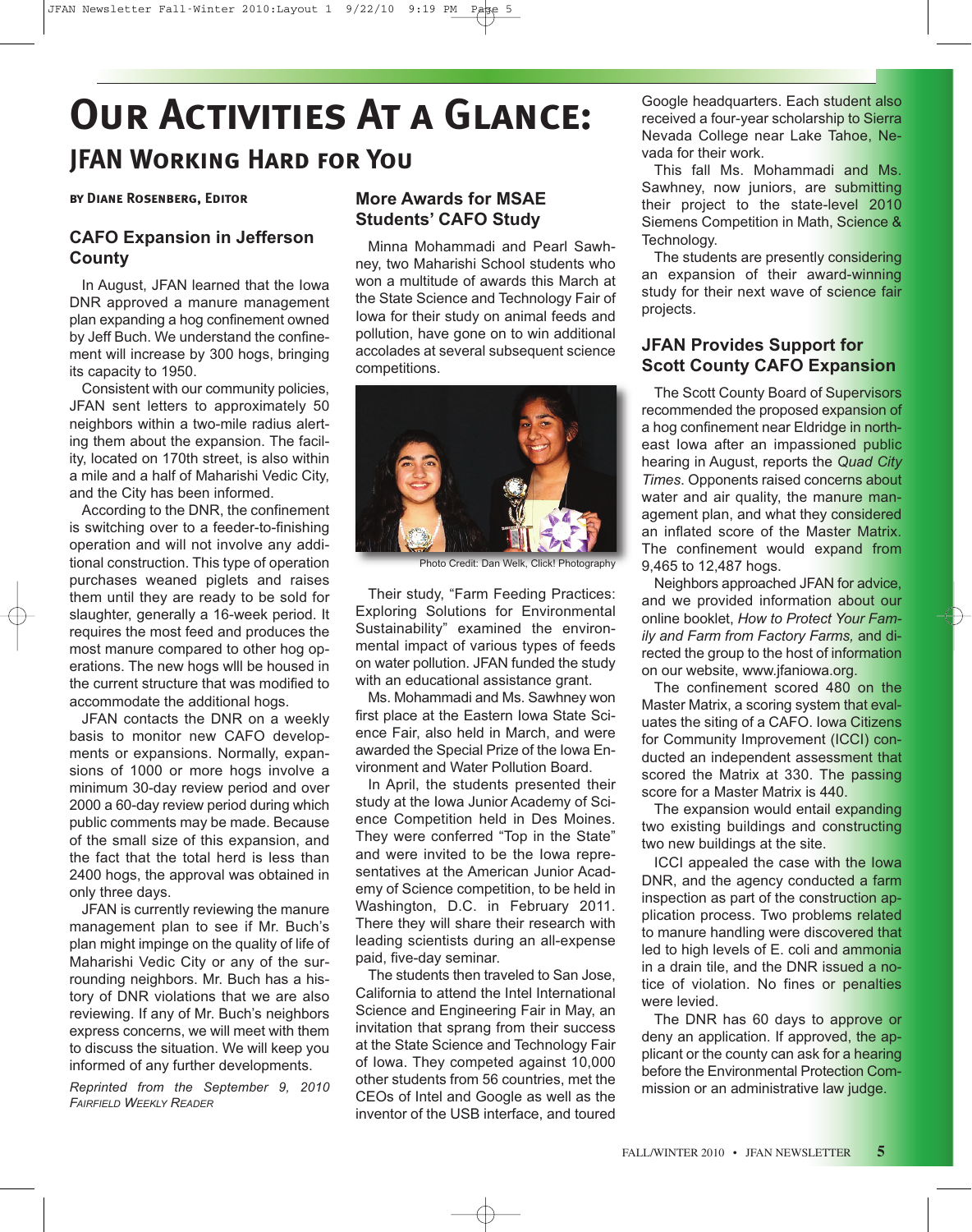# Our Activities At a Glance:

## JFAN Working Hard for You

**by Diane Rosenberg, Editor**

### CAFO Expansion in Jefferson County

In August, JFAN learned that the Iowa DNR approved a manure management plan expanding a hog confinement owned by Jeff Buch. We understand the confinement will increase by 300 hogs, bringing its capacity to 1950.

Consistent with our community policies, JFAN sent letters to approximately 50 neighbors within a two-mile radius alerting them about the expansion. The facility, located on 170th street, is also within a mile and a half of Maharishi Vedic City, and the City has been informed.

According to the DNR, the confinement is switching over to a feeder-to-finishing operation and will not involve any additional construction. This type of operation purchases weaned piglets and raises them until they are ready to be sold for slaughter, generally a 16-week period. It requires the most feed and produces the most manure compared to other hog operations. The new hogs wlll be housed in the current structure that was modified to accommodate the additional hogs.

JFAN contacts the DNR on a weekly basis to monitor new CAFO developments or expansions. Normally, expansions of 1000 or more hogs involve a minimum 30-day review period and over 2000 a 60-day review period during which public comments may be made. Because of the small size of this expansion, and the fact that the total herd is less than 2400 hogs, the approval was obtained in only three days.

JFAN is currently reviewing the manure management plan to see if Mr. Buch's plan might impinge on the quality of life of Maharishi Vedic City or any of the surrounding neighbors. Mr. Buch has a history of DNR violations that we are also reviewing. If any of Mr. Buch's neighbors express concerns, we will meet with them to discuss the situation. We will keep you informed of any further developments.

*Reprinted from the September 9, 2010 Fairfield Weekly Reader*

### More Awards for MSAE Students' CAFO Study

Minna Mohammadi and Pearl Sawhney, two Maharishi School students who won a multitude of awards this March at the State Science and Technology Fair of Iowa for their study on animal feeds and pollution, have gone on to win additional accolades at several subsequent science competitions.

Photo Credit: Dan Welk, Click! Photography

Their study, "Farm Feeding Practices: Exploring Solutions for Environmental Sustainability" examined the environmental impact of various types of feeds on water pollution. JFAN funded the study with an educational assistance grant.

Ms. Mohammadi and Ms. Sawhney won first place at the Eastern Iowa State Science Fair, also held in March, and were awarded the Special Prize of the Iowa Environment and Water Pollution Board.

In April, the students presented their study at the Iowa Junior Academy of Science Competition held in Des Moines. They were conferred "Top in the State" and were invited to be the Iowa representatives at the American Junior Academy of Science competition, to be held in Washington, D.C. in February 2011. There they will share their research with leading scientists during an all-expense paid, five-day seminar.

The students then traveled to San Jose, California to attend the Intel International Science and Engineering Fair in May, an invitation that sprang from their success at the State Science and Technology Fair of Iowa. They competed against 10,000 other students from 56 countries, met the CEOs of Intel and Google as well as the inventor of the USB interface, and toured Google headquarters. Each student also received a four-year scholarship to Sierra Nevada College near Lake Tahoe, Nevada for their work.

This fall Ms. Mohammadi and Ms. Sawhney, now juniors, are submitting their project to the state-level 2010 Siemens Competition in Math, Science & Technology.

The students are presently considering an expansion of their award-winning study for their next wave of science fair projects.

### JFAN Provides Support for Scott County CAFO Expansion

The Scott County Board of Supervisors recommended the proposed expansion of a hog confinement near Eldridge in northeast Iowa after an impassioned public hearing in August, reports the *Quad City Times*. Opponents raised concerns about water and air quality, the manure management plan, and what they considered an inflated score of the Master Matrix. The confinement would expand from 9,465 to 12,487 hogs.

Neighbors approached JFAN for advice, and we provided information about our online booklet, *How to Protect Your Family and Farm from Factory Farms,* and directed the group to the host of information on our website, www.jfaniowa.org.

The confinement scored 480 on the Master Matrix, a scoring system that evaluates the siting of a CAFO. Iowa Citizens for Community Improvement (ICCI) conducted an independent assessment that scored the Matrix at 330. The passing score for a Master Matrix is 440.

The expansion would entail expanding two existing buildings and constructing two new buildings at the site.

ICCI appealed the case with the Iowa DNR, and the agency conducted a farm inspection as part of the construction application process. Two problems related to manure handling were discovered that led to high levels of E. coli and ammonia in a drain tile, and the DNR issued a notice of violation. No fines or penalties were levied.

The DNR has 60 days to approve or deny an application. If approved, the applicant or the county can ask for a hearing before the Environmental Protection Commission or an administrative law judge.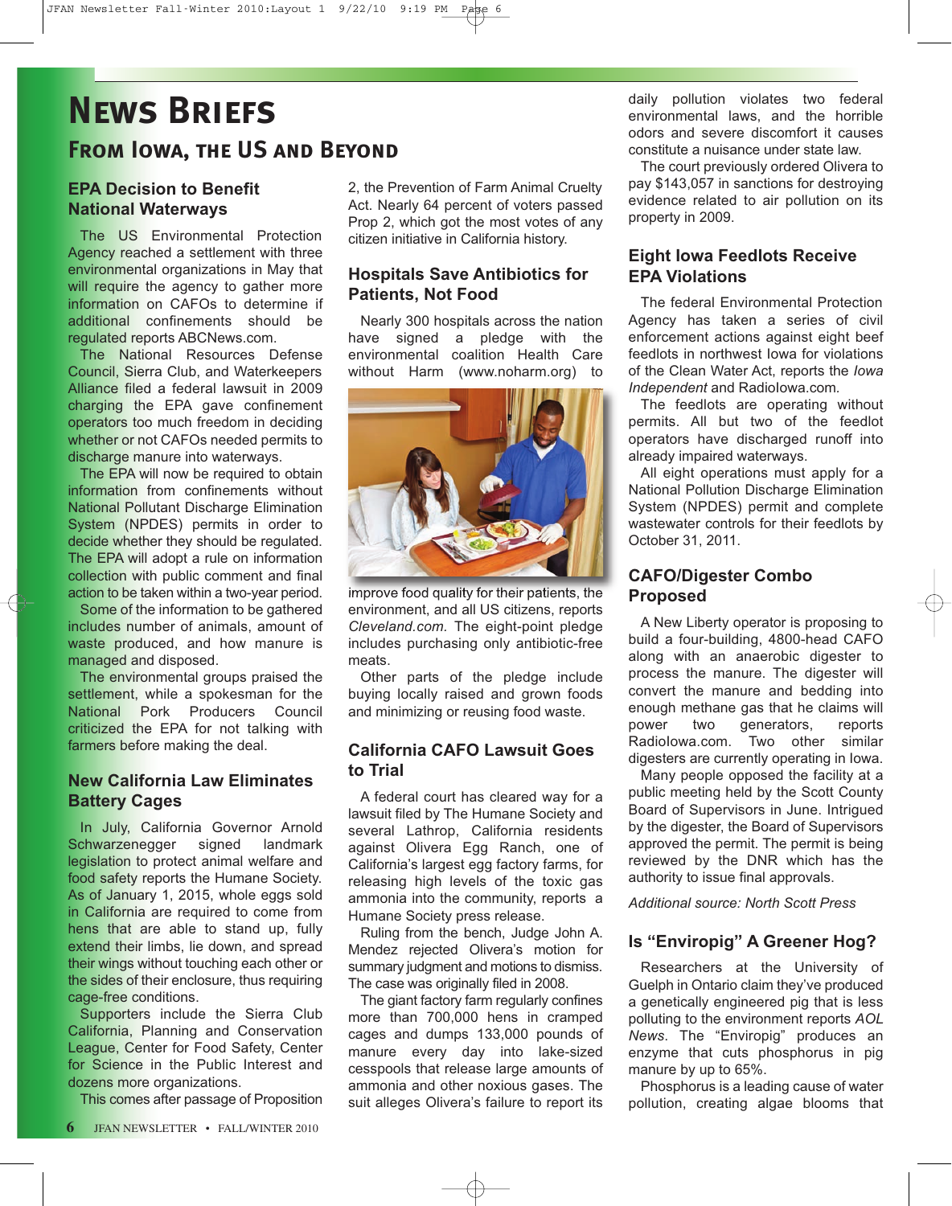# News Briefs

## From Iowa, the US and Beyond

### EPA Decision to Benefit National Waterways

The US Environmental Protection Agency reached a settlement with three environmental organizations in May that will require the agency to gather more information on CAFOs to determine if additional confinements should be regulated reports ABCNews.com.

The National Resources Defense Council, Sierra Club, and Waterkeepers Alliance filed a federal lawsuit in 2009 charging the EPA gave confinement operators too much freedom in deciding whether or not CAFOs needed permits to discharge manure into waterways.

The EPA will now be required to obtain information from confinements without National Pollutant Discharge Elimination System (NPDES) permits in order to decide whether they should be regulated. The EPA will adopt a rule on information collection with public comment and final action to be taken within a two-year period.

Some of the information to be gathered includes number of animals, amount of waste produced, and how manure is managed and disposed.

The environmental groups praised the settlement, while a spokesman for the National Pork Producers Council criticized the EPA for not talking with farmers before making the deal.

### New California Law Eliminates Battery Cages

In July, California Governor Arnold Schwarzenegger signed landmark legislation to protect animal welfare and food safety reports the Humane Society. As of January 1, 2015, whole eggs sold in California are required to come from hens that are able to stand up, fully extend their limbs, lie down, and spread their wings without touching each other or the sides of their enclosure, thus requiring cage-free conditions.

Supporters include the Sierra Club California, Planning and Conservation League, Center for Food Safety, Center for Science in the Public Interest and dozens more organizations.

This comes after passage of Proposition 2, the Prevention of Farm Animal Cruelty Act. Nearly 64 percent of voters passed Prop 2, which got the most votes of any citizen initiative in California history.

### Hospitals Save Antibiotics for Patients, Not Food

Nearly 300 hospitals across the nation have signed a pledge with the environmental coalition Health Care without Harm (www.noharm.org) to improve food quality for their patients, the environment, and all US citizens, reports *Cleveland.com.* The eight-point pledge includes purchasing only antibiotic-free meats.

Other parts of the pledge include buying locally raised and grown foods and minimizing or reusing food waste.

### California CAFO Lawsuit Goes to Trial

A federal court has cleared way for a lawsuit filed by The Humane Society and several Lathrop, California residents against Olivera Egg Ranch, one of California's largest egg factory farms, for releasing high levels of the toxic gas ammonia into the community, reports a Humane Society press release.

Ruling from the bench, Judge John A. Mendez rejected Olivera's motion for summary judgment and motions to dismiss. The case was originally filed in 2008.

The giant factory farm regularly confines more than 700,000 hens in cramped cages and dumps 133,000 pounds of manure every day into lake-sized cesspools that release large amounts of ammonia and other noxious gases. The suit alleges Olivera's failure to report its daily pollution violates two federal environmental laws, and the horrible odors and severe discomfort it causes constitute a nuisance under state law.

The court previously ordered Olivera to pay $143,057 in sanctions for destroying evidence related to air pollution on its property in 2009.

### Eight Iowa Feedlots Receive EPA Violations

The federal Environmental Protection Agency has taken a series of civil enforcement actions against eight beef feedlots in northwest Iowa for violations of the Clean Water Act, reports the *Iowa Independent* and RadioIowa.com.

The feedlots are operating without permits. All but two of the feedlot operators have discharged runoff into already impaired waterways.

All eight operations must apply for a National Pollution Discharge Elimination System (NPDES) permit and complete wastewater controls for their feedlots by October 31, 2011.

### CAFO/Digester Combo Proposed

A New Liberty operator is proposing to build a four-building, 4800-head CAFO along with an anaerobic digester to process the manure. The digester will convert the manure and bedding into enough methane gas that he claims will power two generators, reports RadioIowa.com. Two other similar digesters are currently operating in Iowa.

Many people opposed the facility at a public meeting held by the Scott County Board of Supervisors in June. Intrigued by the digester, the Board of Supervisors approved the permit. The permit is being reviewed by the DNR which has the authority to issue final approvals.

*Additional source: North Scott Press*

### Is "Enviropig" A Greener Hog?

Researchers at the University of Guelph in Ontario claim they've produced a genetically engineered pig that is less polluting to the environment reports *AOL News*. The "Enviropig" produces an enzyme that cuts phosphorus in pig manure by up to 65%.

Phosphorus is a leading cause of water pollution, creating algae blooms that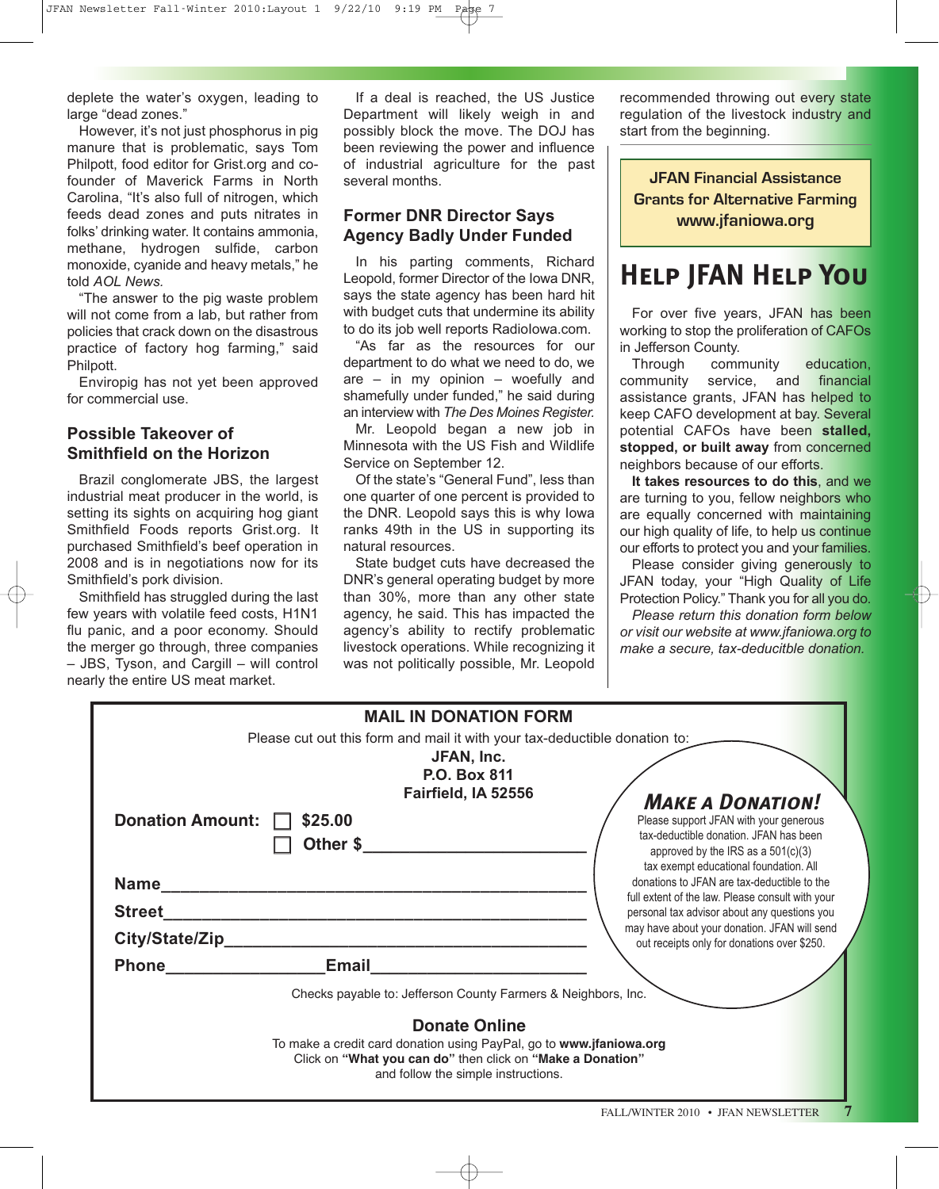deplete the water's oxygen, leading to large "dead zones."

However, it's not just phosphorus in pig manure that is problematic, says Tom Philpott, food editor for Grist.org and co-founder of Maverick Farms in North Carolina, "It's also full of nitrogen, which feeds dead zones and puts nitrates in folks' drinking water. It contains ammonia, methane, hydrogen sulfide, carbon monoxide, cyanide and heavy metals," he told *AOL News*.

"The answer to the pig waste problem will not come from a lab, but rather from policies that crack down on the disastrous practice of factory hog farming," said Philpott.

Enviropig has not yet been approved for commercial use.

### Possible Takeover of Smithfield on the Horizon

Brazil conglomerate JBS, the largest industrial meat producer in the world, is setting its sights on acquiring hog giant Smithfield Foods reports Grist.org. It purchased Smithfield's beef operation in 2008 and is in negotiations now for its Smithfield's pork division.

Smithfield has struggled during the last few years with volatile feed costs, H1N1 flu panic, and a poor economy. Should the merger go through, three companies – JBS, Tyson, and Cargill – will control nearly the entire US meat market.

If a deal is reached, the US Justice Department will likely weigh in and possibly block the move. The DOJ has been reviewing the power and influence of industrial agriculture for the past several months.

### Former DNR Director Says Agency Badly Under Funded

In his parting comments, Richard Leopold, former Director of the Iowa DNR, says the state agency has been hard hit with budget cuts that undermine its ability to do its job well reports RadioIowa.com.

"As far as the resources for our department to do what we need to do, we are – in my opinion – woefully and shamefully under funded," he said during an interview with *The Des Moines Register*.

Mr. Leopold began a new job in Minnesota with the US Fish and Wildlife Service on September 12.

Of the state's "General Fund", less than one quarter of one percent is provided to the DNR. Leopold says this is why Iowa ranks 49th in the US in supporting its natural resources.

State budget cuts have decreased the DNR's general operating budget by more than 30%, more than any other state agency, he said. This has impacted the agency's ability to rectify problematic livestock operations. While recognizing it was not politically possible, Mr. Leopold recommended throwing out every state regulation of the livestock industry and start from the beginning.

**JFAN Financial Assistance**
**Grants for Alternative Farming**
**www.jfaniowa.org**

## Help JFAN Help You

For over five years, JFAN has been working to stop the proliferation of CAFOs in Jefferson County.

Through community education, community service, and financial assistance grants, JFAN has helped to keep CAFO development at bay. Several potential CAFOs have been **stalled, stopped, or built away** from concerned neighbors because of our efforts.

**It takes resources to do this**, and we are turning to you, fellow neighbors who are equally concerned with maintaining our high quality of life, to help us continue our efforts to protect you and your families.

Please consider giving generously to JFAN today, your "High Quality of Life Protection Policy." Thank you for all you do.

*Please return this donation form below or visit our website at www.jfaniowa.org to make a secure, tax-deducitble donation.*

---

### MAIL IN DONATION FORM

Please cut out this form and mail it with your tax-deductible donation to:

**JFAN, Inc.**
**P.O. Box 811**
**Fairfield, IA 52556**

**Donation Amount:** ☐ **$25.00**
☐ **Other $**________________________

**Name**______________________________________________

**Street**______________________________________________

**City/State/Zip**________________________________________

**Phone**________________**Email**________________________

Checks payable to: Jefferson County Farmers & Neighbors, Inc.

**Make a Donation!**

Please support JFAN with your generous tax-deductible donation. JFAN has been approved by the IRS as a 501(c)(3) tax exempt educational foundation. All donations to JFAN are tax-deductible to the full extent of the law. Please consult with your personal tax advisor about any questions you may have about your donation. JFAN will send out receipts only for donations over $250.

### Donate Online

To make a credit card donation using PayPal, go to **www.jfaniowa.org**
Click on **"What you can do"** then click on **"Make a Donation"**
and follow the simple instructions.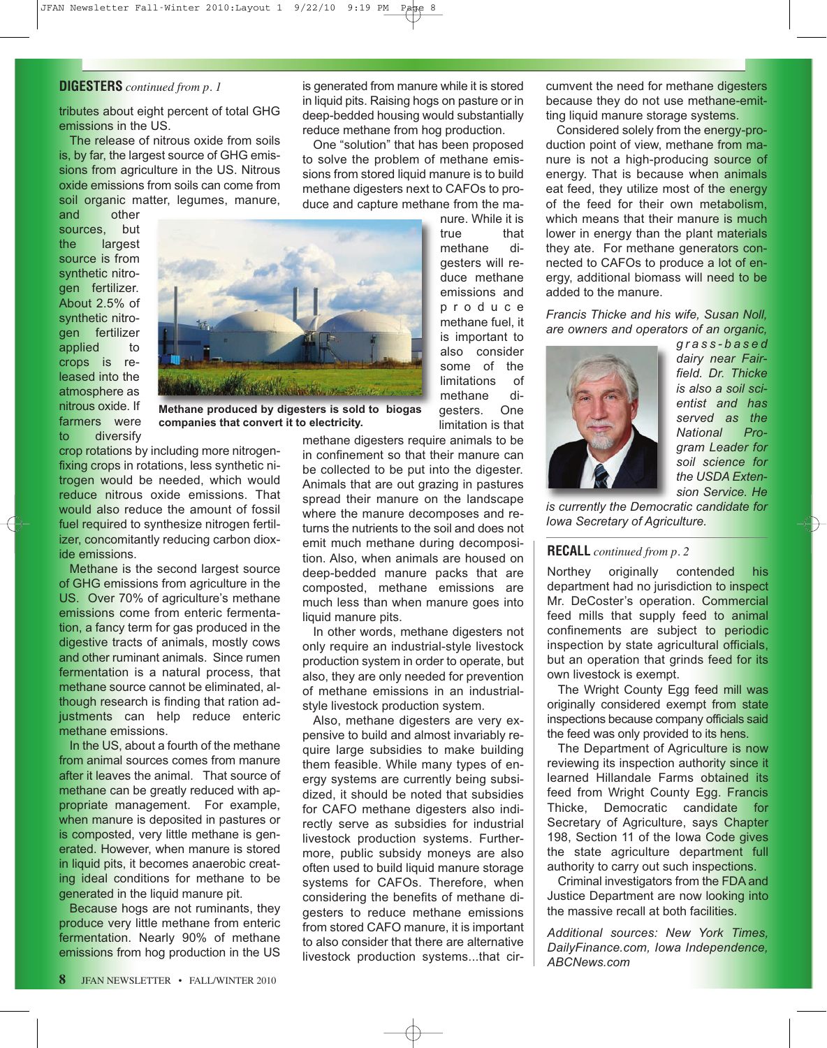**DIGESTERS** *continued from p. 1*

tributes about eight percent of total GHG emissions in the US.

The release of nitrous oxide from soils is, by far, the largest source of GHG emissions from agriculture in the US. Nitrous oxide emissions from soils can come from soil organic matter, legumes, manure, and other sources, but the largest source is from synthetic nitrogen fertilizer. About 2.5% of synthetic nitrogen fertilizer applied to crops is released into the atmosphere as nitrous oxide. If farmers were to diversify crop rotations by including more nitrogen-fixing crops in rotations, less synthetic nitrogen would be needed, which would reduce nitrous oxide emissions. That would also reduce the amount of fossil fuel required to synthesize nitrogen fertilizer, concomitantly reducing carbon dioxide emissions.

Methane is the second largest source of GHG emissions from agriculture in the US. Over 70% of agriculture's methane emissions come from enteric fermentation, a fancy term for gas produced in the digestive tracts of animals, mostly cows and other ruminant animals. Since rumen fermentation is a natural process, that methane source cannot be eliminated, although research is finding that ration adjustments can help reduce enteric methane emissions.

In the US, about a fourth of the methane from animal sources comes from manure after it leaves the animal. That source of methane can be greatly reduced with appropriate management. For example, when manure is deposited in pastures or is composted, very little methane is generated. However, when manure is stored in liquid pits, it becomes anaerobic creating ideal conditions for methane to be generated in the liquid manure pit.

Because hogs are not ruminants, they produce very little methane from enteric fermentation. Nearly 90% of methane emissions from hog production in the US is generated from manure while it is stored in liquid pits. Raising hogs on pasture or in deep-bedded housing would substantially reduce methane from hog production.

One "solution" that has been proposed to solve the problem of methane emissions from stored liquid manure is to build methane digesters next to CAFOs to produce and capture methane from the manure. While it is true that methane digesters will reduce methane emissions and produce methane fuel, it is important to also consider some of the limitations of methane digesters. One limitation is that methane digesters require animals to be in confinement so that their manure can be collected to be put into the digester. Animals that are out grazing in pastures spread their manure on the landscape where the manure decomposes and returns the nutrients to the soil and does not emit much methane during decomposition. Also, when animals are housed on deep-bedded manure packs that are composted, methane emissions are much less than when manure goes into liquid manure pits.

Methane produced by digesters is sold to biogas companies that convert it to electricity.

In other words, methane digesters not only require an industrial-style livestock production system in order to operate, but also, they are only needed for prevention of methane emissions in an industrial-style livestock production system.

Also, methane digesters are very expensive to build and almost invariably require large subsidies to make building them feasible. While many types of energy systems are currently being subsidized, it should be noted that subsidies for CAFO methane digesters also indirectly serve as subsidies for industrial livestock production systems. Furthermore, public subsidy moneys are also often used to build liquid manure storage systems for CAFOs. Therefore, when considering the benefits of methane digesters to reduce methane emissions from stored CAFO manure, it is important to also consider that there are alternative livestock production systems...that circumvent the need for methane digesters because they do not use methane-emitting liquid manure storage systems.

Considered solely from the energy-production point of view, methane from manure is not a high-producing source of energy. That is because when animals eat feed, they utilize most of the energy of the feed for their own metabolism, which means that their manure is much lower in energy than the plant materials they ate. For methane generators connected to CAFOs to produce a lot of energy, additional biomass will need to be added to the manure.

*Francis Thicke and his wife, Susan Noll, are owners and operators of an organic, grass-based dairy near Fairfield. Dr. Thicke is also a soil scientist and has served as the National Program Leader for soil science for the USDA Extension Service. He is currently the Democratic candidate for Iowa Secretary of Agriculture.*

**RECALL** *continued from p. 2*

Northey originally contended his department had no jurisdiction to inspect Mr. DeCoster's operation. Commercial feed mills that supply feed to animal confinements are subject to periodic inspection by state agricultural officials, but an operation that grinds feed for its own livestock is exempt.

The Wright County Egg feed mill was originally considered exempt from state inspections because company officials said the feed was only provided to its hens.

The Department of Agriculture is now reviewing its inspection authority since it learned Hillandale Farms obtained its feed from Wright County Egg. Francis Thicke, Democratic candidate for Secretary of Agriculture, says Chapter 198, Section 11 of the Iowa Code gives the state agriculture department full authority to carry out such inspections.

Criminal investigators from the FDA and Justice Department are now looking into the massive recall at both facilities.

*Additional sources: New York Times, DailyFinance.com, Iowa Independence, ABCNews.com*